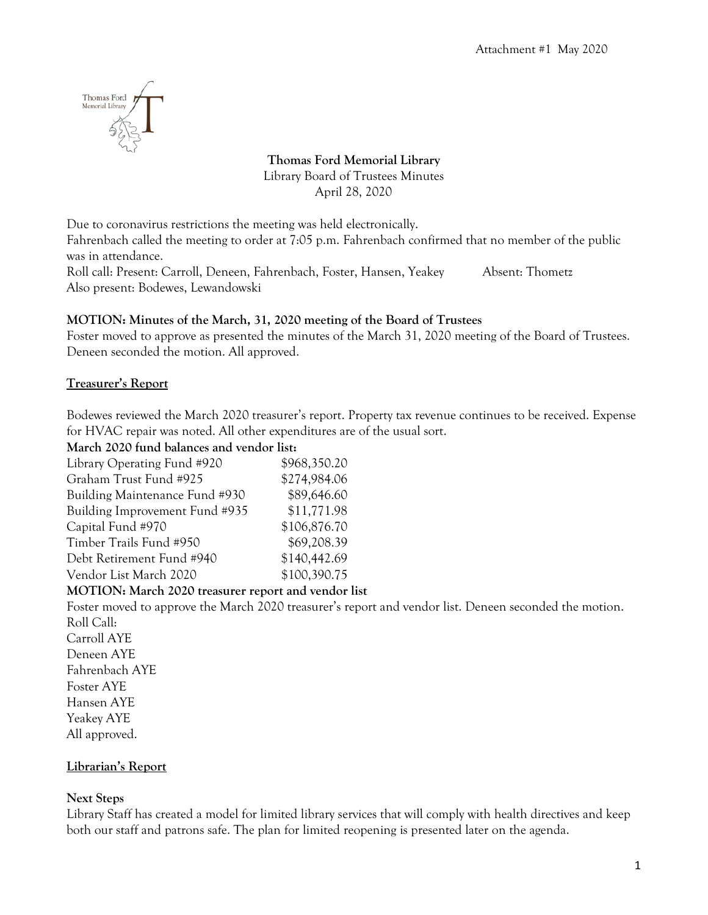Attachment #1 May 2020

**Thomas Ford Memorial Library**
Library Board of Trustees Minutes
April 28, 2020

Due to coronavirus restrictions the meeting was held electronically.
Fahrenbach called the meeting to order at 7:05 p.m. Fahrenbach confirmed that no member of the public was in attendance.
Roll call: Present: Carroll, Deneen, Fahrenbach, Foster, Hansen, Yeakey Absent: Thometz
Also present: Bodewes, Lewandowski

**MOTION: Minutes of the March, 31, 2020 meeting of the Board of Trustees**
Foster moved to approve as presented the minutes of the March 31, 2020 meeting of the Board of Trustees. Deneen seconded the motion. All approved.

## Treasurer's Report

Bodewes reviewed the March 2020 treasurer's report. Property tax revenue continues to be received. Expense for HVAC repair was noted. All other expenditures are of the usual sort.

**March 2020 fund balances and vendor list:**

| | |
|---|---|
| Library Operating Fund #920 | $968,350.20 |
| Graham Trust Fund #925 | $274,984.06 |
| Building Maintenance Fund #930 | $89,646.60 |
| Building Improvement Fund #935 | $11,771.98 |
| Capital Fund #970 | $106,876.70 |
| Timber Trails Fund #950 | $69,208.39 |
| Debt Retirement Fund #940 | $140,442.69 |
| Vendor List March 2020 | $100,390.75 |

**MOTION: March 2020 treasurer report and vendor list**
Foster moved to approve the March 2020 treasurer's report and vendor list. Deneen seconded the motion.
Roll Call:
Carroll AYE
Deneen AYE
Fahrenbach AYE
Foster AYE
Hansen AYE
Yeakey AYE
All approved.

## Librarian's Report

**Next Steps**
Library Staff has created a model for limited library services that will comply with health directives and keep both our staff and patrons safe. The plan for limited reopening is presented later on the agenda.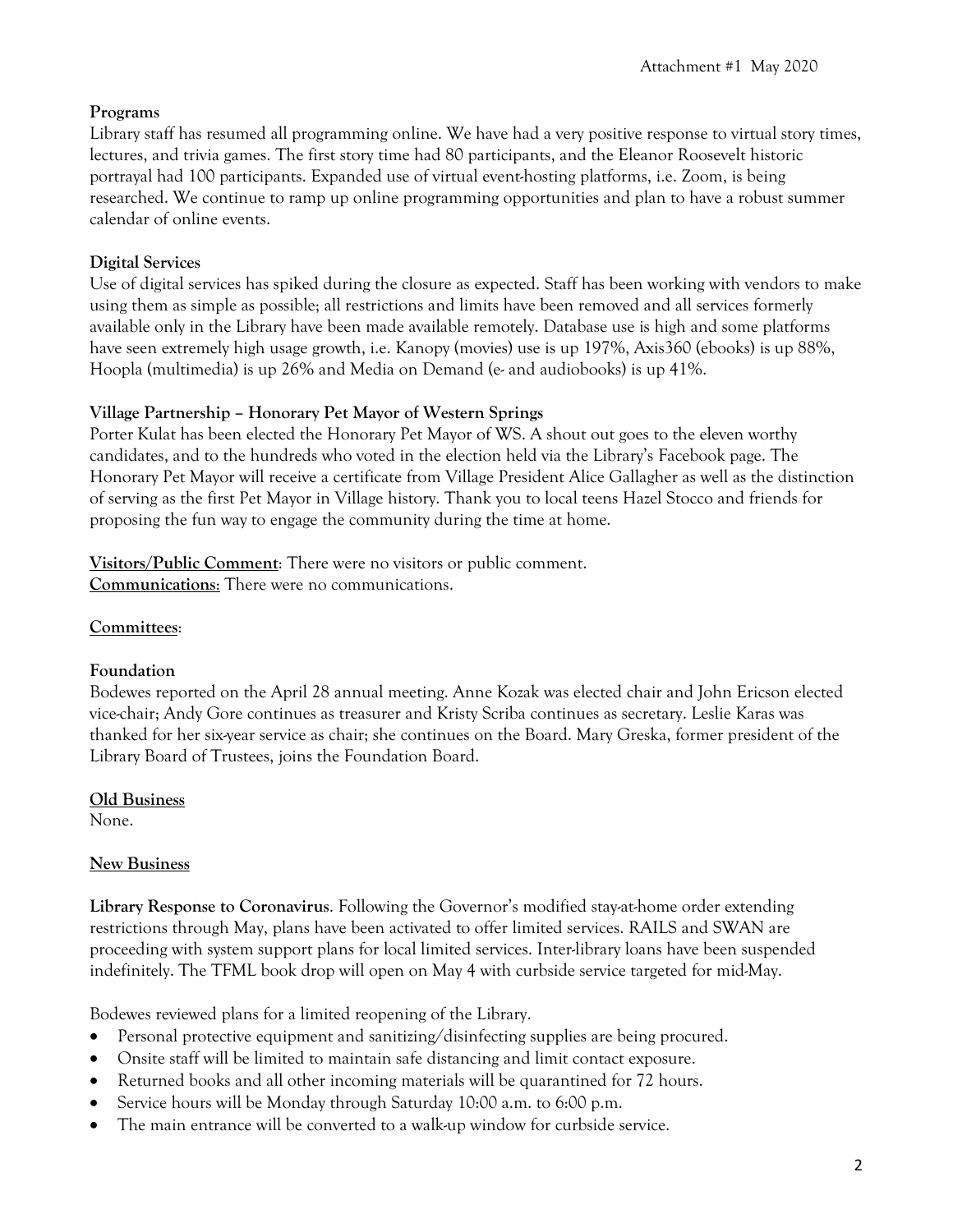Attachment #1 May 2020

**Programs**
Library staff has resumed all programming online. We have had a very positive response to virtual story times, lectures, and trivia games. The first story time had 80 participants, and the Eleanor Roosevelt historic portrayal had 100 participants. Expanded use of virtual event-hosting platforms, i.e. Zoom, is being researched. We continue to ramp up online programming opportunities and plan to have a robust summer calendar of online events.

**Digital Services**
Use of digital services has spiked during the closure as expected. Staff has been working with vendors to make using them as simple as possible; all restrictions and limits have been removed and all services formerly available only in the Library have been made available remotely. Database use is high and some platforms have seen extremely high usage growth, i.e. Kanopy (movies) use is up 197%, Axis360 (ebooks) is up 88%, Hoopla (multimedia) is up 26% and Media on Demand (e- and audiobooks) is up 41%.

**Village Partnership – Honorary Pet Mayor of Western Springs**
Porter Kulat has been elected the Honorary Pet Mayor of WS. A shout out goes to the eleven worthy candidates, and to the hundreds who voted in the election held via the Library's Facebook page. The Honorary Pet Mayor will receive a certificate from Village President Alice Gallagher as well as the distinction of serving as the first Pet Mayor in Village history. Thank you to local teens Hazel Stocco and friends for proposing the fun way to engage the community during the time at home.

**Visitors/Public Comment**: There were no visitors or public comment.
**Communications**: There were no communications.

**Committees**:

**Foundation**
Bodewes reported on the April 28 annual meeting. Anne Kozak was elected chair and John Ericson elected vice-chair; Andy Gore continues as treasurer and Kristy Scriba continues as secretary. Leslie Karas was thanked for her six-year service as chair; she continues on the Board. Mary Greska, former president of the Library Board of Trustees, joins the Foundation Board.

**Old Business**
None.

**New Business**

**Library Response to Coronavirus**. Following the Governor's modified stay-at-home order extending restrictions through May, plans have been activated to offer limited services. RAILS and SWAN are proceeding with system support plans for local limited services. Inter-library loans have been suspended indefinitely. The TFML book drop will open on May 4 with curbside service targeted for mid-May.

Bodewes reviewed plans for a limited reopening of the Library.

- Personal protective equipment and sanitizing/disinfecting supplies are being procured.
- Onsite staff will be limited to maintain safe distancing and limit contact exposure.
- Returned books and all other incoming materials will be quarantined for 72 hours.
- Service hours will be Monday through Saturday 10:00 a.m. to 6:00 p.m.
- The main entrance will be converted to a walk-up window for curbside service.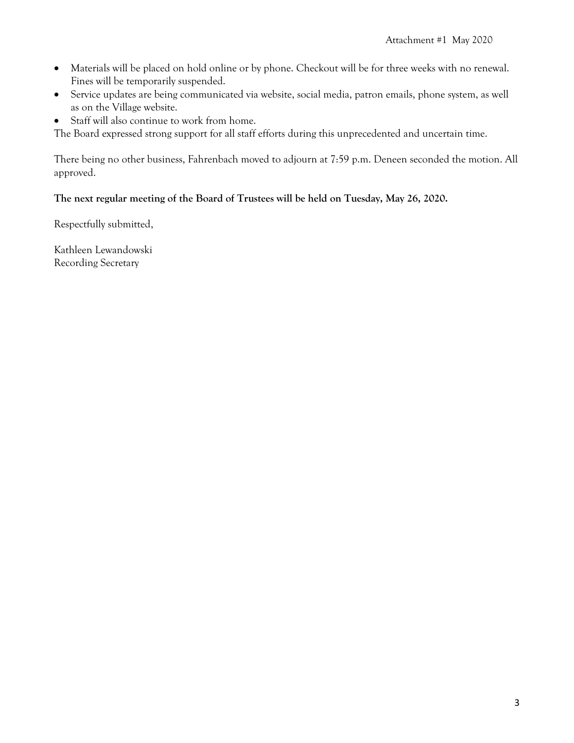- Materials will be placed on hold online or by phone. Checkout will be for three weeks with no renewal. Fines will be temporarily suspended.
- Service updates are being communicated via website, social media, patron emails, phone system, as well as on the Village website.
- Staff will also continue to work from home.

The Board expressed strong support for all staff efforts during this unprecedented and uncertain time.

There being no other business, Fahrenbach moved to adjourn at 7:59 p.m. Deneen seconded the motion. All approved.

**The next regular meeting of the Board of Trustees will be held on Tuesday, May 26, 2020.**

Respectfully submitted,

Kathleen Lewandowski
Recording Secretary